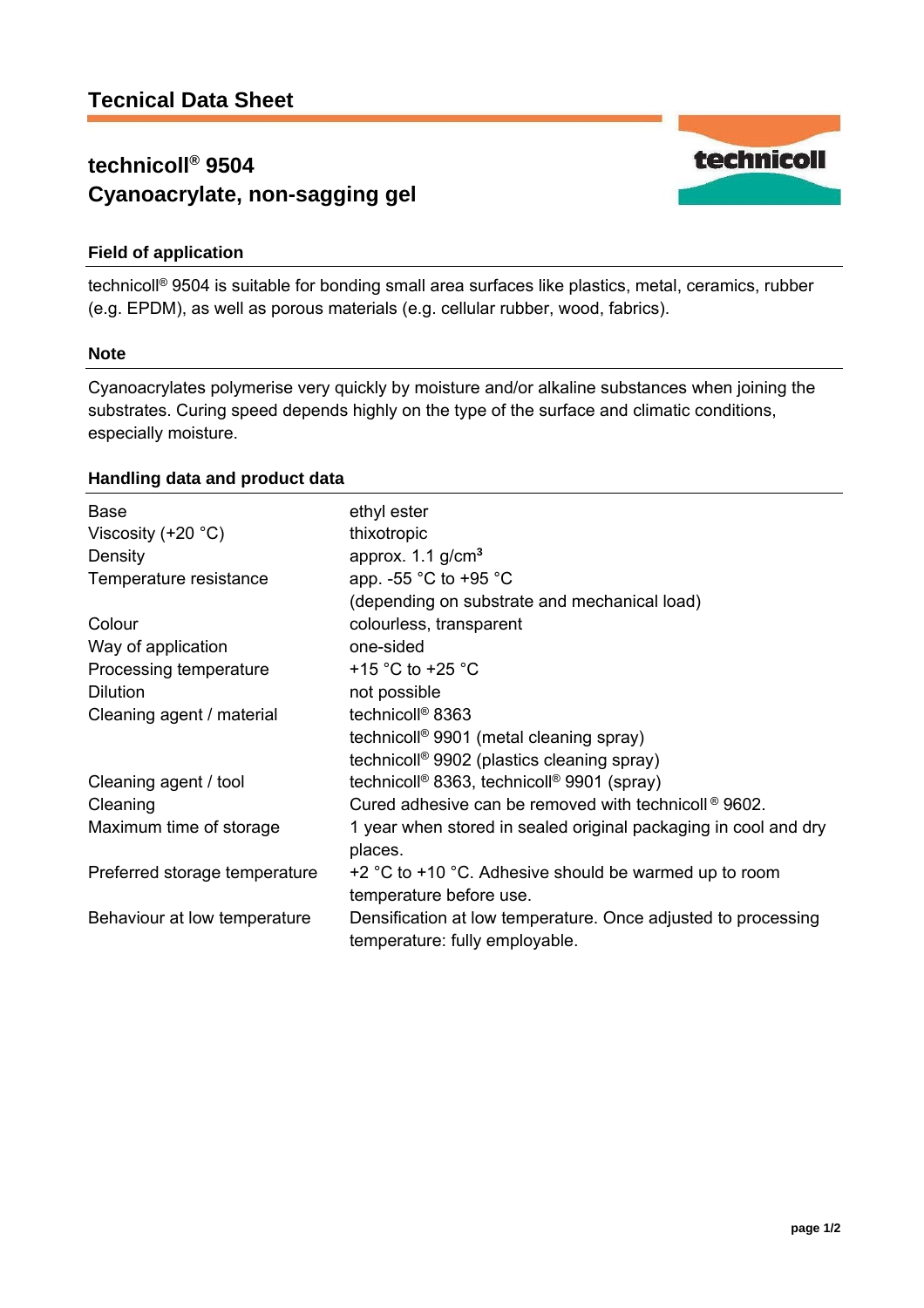# Tecnical Data Sheet

## technicoll® 9504
## Cyanoacrylate, non-sagging gel

### Field of application

technicoll® 9504 is suitable for bonding small area surfaces like plastics, metal, ceramics, rubber (e.g. EPDM), as well as porous materials (e.g. cellular rubber, wood, fabrics).

### Note

Cyanoacrylates polymerise very quickly by moisture and/or alkaline substances when joining the substrates. Curing speed depends highly on the type of the surface and climatic conditions, especially moisture.

### Handling data and product data

| | |
|---|---|
| Base | ethyl ester |
| Viscosity (+20 °C) | thixotropic |
| Density | approx. 1.1 g/cm³ |
| Temperature resistance | app. -55 °C to +95 °C<br>(depending on substrate and mechanical load) |
| Colour | colourless, transparent |
| Way of application | one-sided |
| Processing temperature | +15 °C to +25 °C |
| Dilution | not possible |
| Cleaning agent / material | technicoll® 8363<br>technicoll® 9901 (metal cleaning spray)<br>technicoll® 9902 (plastics cleaning spray) |
| Cleaning agent / tool | technicoll® 8363, technicoll® 9901 (spray) |
| Cleaning | Cured adhesive can be removed with technicoll® 9602. |
| Maximum time of storage | 1 year when stored in sealed original packaging in cool and dry places. |
| Preferred storage temperature | +2 °C to +10 °C. Adhesive should be warmed up to room temperature before use. |
| Behaviour at low temperature | Densification at low temperature. Once adjusted to processing temperature: fully employable. |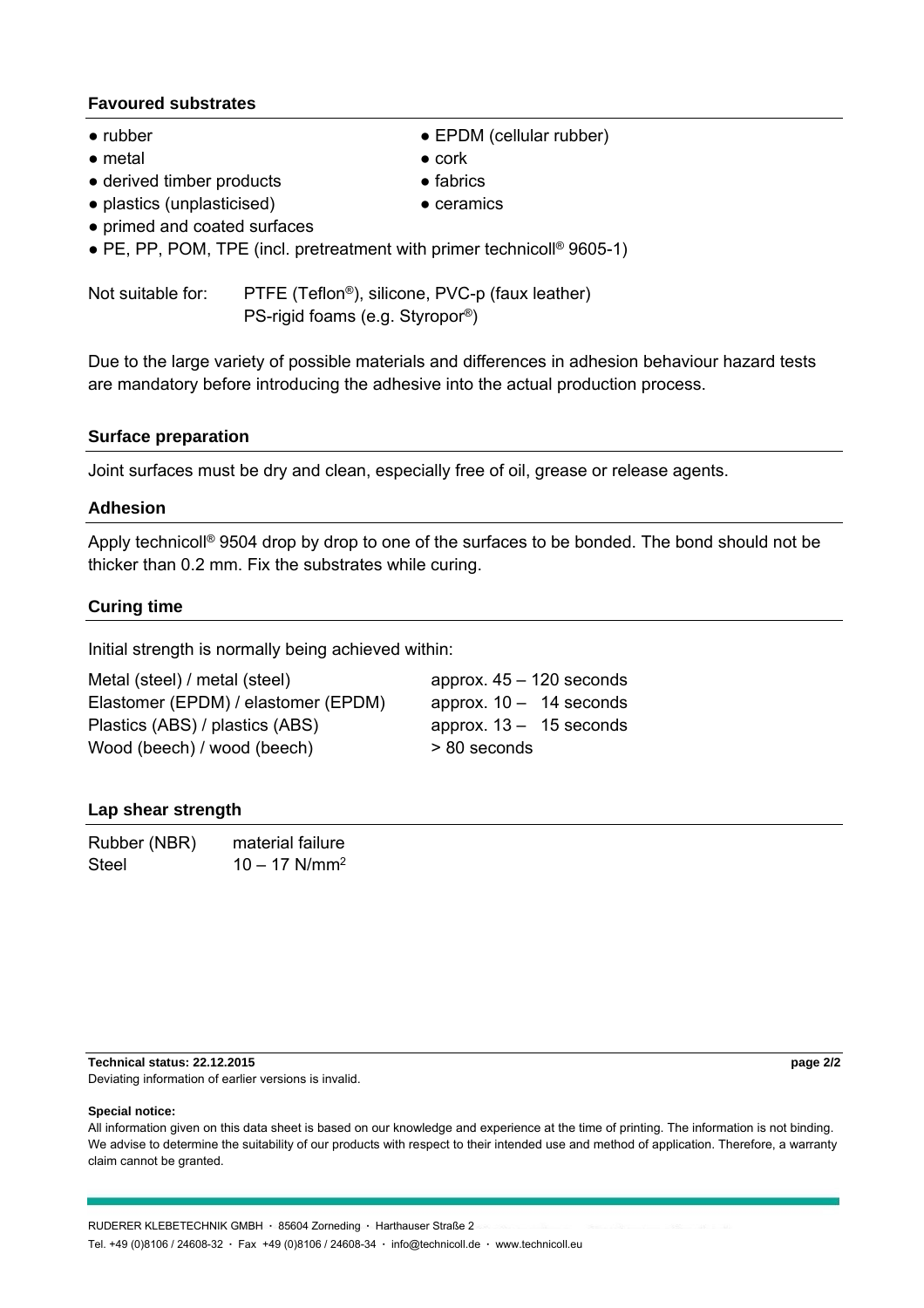## Favoured substrates

- rubber
- metal
- derived timber products
- plastics (unplasticised)
- primed and coated surfaces
- PE, PP, POM, TPE (incl. pretreatment with primer technicoll® 9605-1)
- EPDM (cellular rubber)
- cork
- fabrics
- ceramics

Not suitable for: PTFE (Teflon®), silicone, PVC-p (faux leather)
PS-rigid foams (e.g. Styropor®)

Due to the large variety of possible materials and differences in adhesion behaviour hazard tests are mandatory before introducing the adhesive into the actual production process.

## Surface preparation

Joint surfaces must be dry and clean, especially free of oil, grease or release agents.

## Adhesion

Apply technicoll® 9504 drop by drop to one of the surfaces to be bonded. The bond should not be thicker than 0.2 mm. Fix the substrates while curing.

## Curing time

Initial strength is normally being achieved within:

| | |
|---|---|
| Metal (steel) / metal (steel) | approx. 45 – 120 seconds |
| Elastomer (EPDM) / elastomer (EPDM) | approx. 10 – 14 seconds |
| Plastics (ABS) / plastics (ABS) | approx. 13 – 15 seconds |
| Wood (beech) / wood (beech) | > 80 seconds |

## Lap shear strength

| | |
|---|---|
| Rubber (NBR) | material failure |
| Steel | 10 – 17 N/mm$^2$ |

**Technical status: 22.12.2015**
Deviating information of earlier versions is invalid.

**Special notice:**
All information given on this data sheet is based on our knowledge and experience at the time of printing. The information is not binding. We advise to determine the suitability of our products with respect to their intended use and method of application. Therefore, a warranty claim cannot be granted.

RUDERER KLEBETECHNIK GMBH · 85604 Zorneding · Harthauser Straße 2
Tel. +49 (0)8106 / 24608-32 · Fax +49 (0)8106 / 24608-34 · info@technicoll.de · www.technicoll.eu